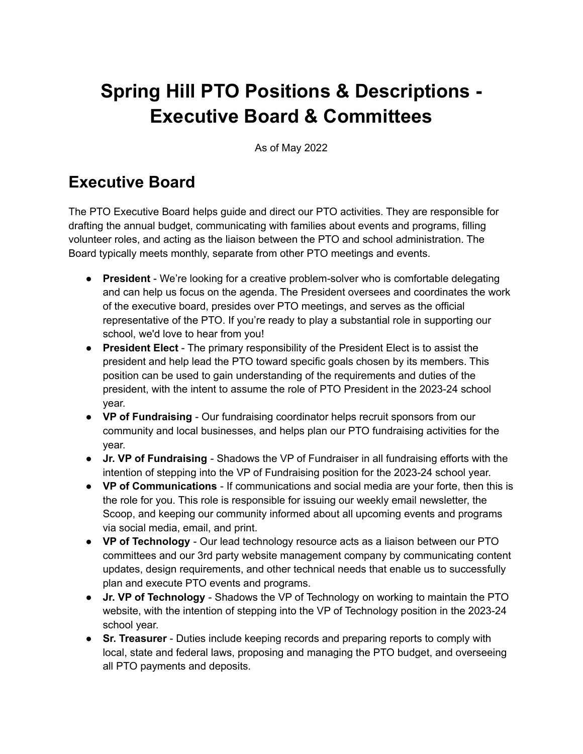# Spring Hill PTO Positions & Descriptions - Executive Board & Committees

As of May 2022

## Executive Board

The PTO Executive Board helps guide and direct our PTO activities. They are responsible for drafting the annual budget, communicating with families about events and programs, filling volunteer roles, and acting as the liaison between the PTO and school administration. The Board typically meets monthly, separate from other PTO meetings and events.

- **President** - We're looking for a creative problem-solver who is comfortable delegating and can help us focus on the agenda. The President oversees and coordinates the work of the executive board, presides over PTO meetings, and serves as the official representative of the PTO. If you're ready to play a substantial role in supporting our school, we'd love to hear from you!
- **President Elect** - The primary responsibility of the President Elect is to assist the president and help lead the PTO toward specific goals chosen by its members. This position can be used to gain understanding of the requirements and duties of the president, with the intent to assume the role of PTO President in the 2023-24 school year.
- **VP of Fundraising** - Our fundraising coordinator helps recruit sponsors from our community and local businesses, and helps plan our PTO fundraising activities for the year.
- **Jr. VP of Fundraising** - Shadows the VP of Fundraiser in all fundraising efforts with the intention of stepping into the VP of Fundraising position for the 2023-24 school year.
- **VP of Communications** - If communications and social media are your forte, then this is the role for you. This role is responsible for issuing our weekly email newsletter, the Scoop, and keeping our community informed about all upcoming events and programs via social media, email, and print.
- **VP of Technology** - Our lead technology resource acts as a liaison between our PTO committees and our 3rd party website management company by communicating content updates, design requirements, and other technical needs that enable us to successfully plan and execute PTO events and programs.
- **Jr. VP of Technology** - Shadows the VP of Technology on working to maintain the PTO website, with the intention of stepping into the VP of Technology position in the 2023-24 school year.
- **Sr. Treasurer** - Duties include keeping records and preparing reports to comply with local, state and federal laws, proposing and managing the PTO budget, and overseeing all PTO payments and deposits.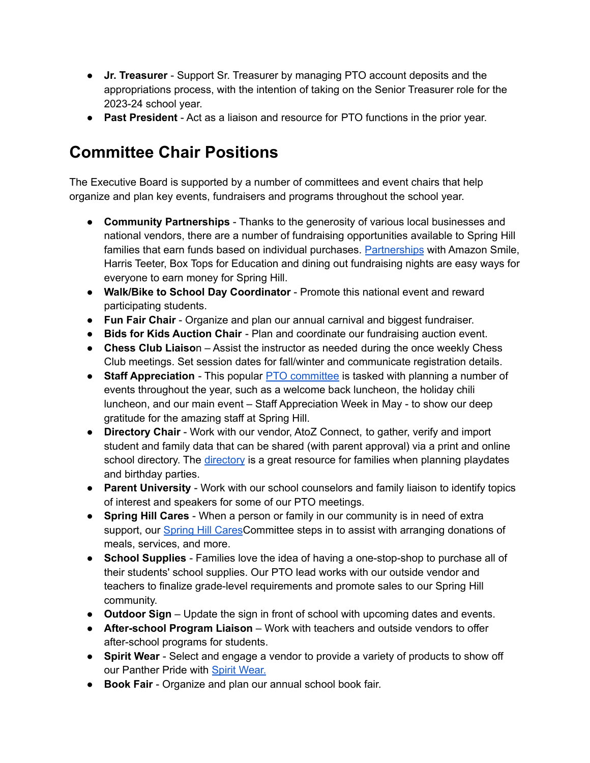- **Jr. Treasurer** - Support Sr. Treasurer by managing PTO account deposits and the appropriations process, with the intention of taking on the Senior Treasurer role for the 2023-24 school year.
- **Past President** - Act as a liaison and resource for PTO functions in the prior year.

## Committee Chair Positions

The Executive Board is supported by a number of committees and event chairs that help organize and plan key events, fundraisers and programs throughout the school year.

- **Community Partnerships** - Thanks to the generosity of various local businesses and national vendors, there are a number of fundraising opportunities available to Spring Hill families that earn funds based on individual purchases. Partnerships with Amazon Smile, Harris Teeter, Box Tops for Education and dining out fundraising nights are easy ways for everyone to earn money for Spring Hill.
- **Walk/Bike to School Day Coordinator** - Promote this national event and reward participating students.
- **Fun Fair Chair** - Organize and plan our annual carnival and biggest fundraiser.
- **Bids for Kids Auction Chair** - Plan and coordinate our fundraising auction event.
- **Chess Club Liaison** – Assist the instructor as needed during the once weekly Chess Club meetings. Set session dates for fall/winter and communicate registration details.
- **Staff Appreciation** - This popular PTO committee is tasked with planning a number of events throughout the year, such as a welcome back luncheon, the holiday chili luncheon, and our main event – Staff Appreciation Week in May - to show our deep gratitude for the amazing staff at Spring Hill.
- **Directory Chair** - Work with our vendor, AtoZ Connect, to gather, verify and import student and family data that can be shared (with parent approval) via a print and online school directory. The directory is a great resource for families when planning playdates and birthday parties.
- **Parent University** - Work with our school counselors and family liaison to identify topics of interest and speakers for some of our PTO meetings.
- **Spring Hill Cares** - When a person or family in our community is in need of extra support, our Spring Hill CaresCommittee steps in to assist with arranging donations of meals, services, and more.
- **School Supplies** - Families love the idea of having a one-stop-shop to purchase all of their students' school supplies. Our PTO lead works with our outside vendor and teachers to finalize grade-level requirements and promote sales to our Spring Hill community.
- **Outdoor Sign** – Update the sign in front of school with upcoming dates and events.
- **After-school Program Liaison** – Work with teachers and outside vendors to offer after-school programs for students.
- **Spirit Wear** - Select and engage a vendor to provide a variety of products to show off our Panther Pride with Spirit Wear.
- **Book Fair** - Organize and plan our annual school book fair.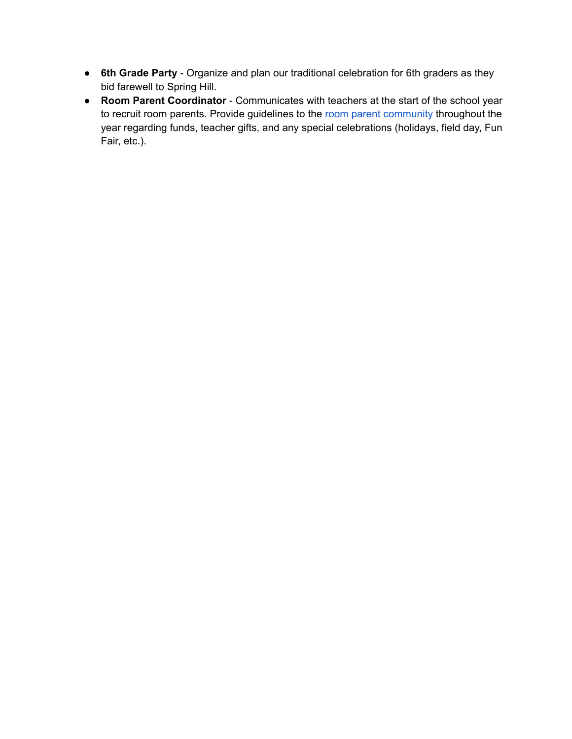- **6th Grade Party** - Organize and plan our traditional celebration for 6th graders as they bid farewell to Spring Hill.
- **Room Parent Coordinator** - Communicates with teachers at the start of the school year to recruit room parents. Provide guidelines to the room parent community throughout the year regarding funds, teacher gifts, and any special celebrations (holidays, field day, Fun Fair, etc.).